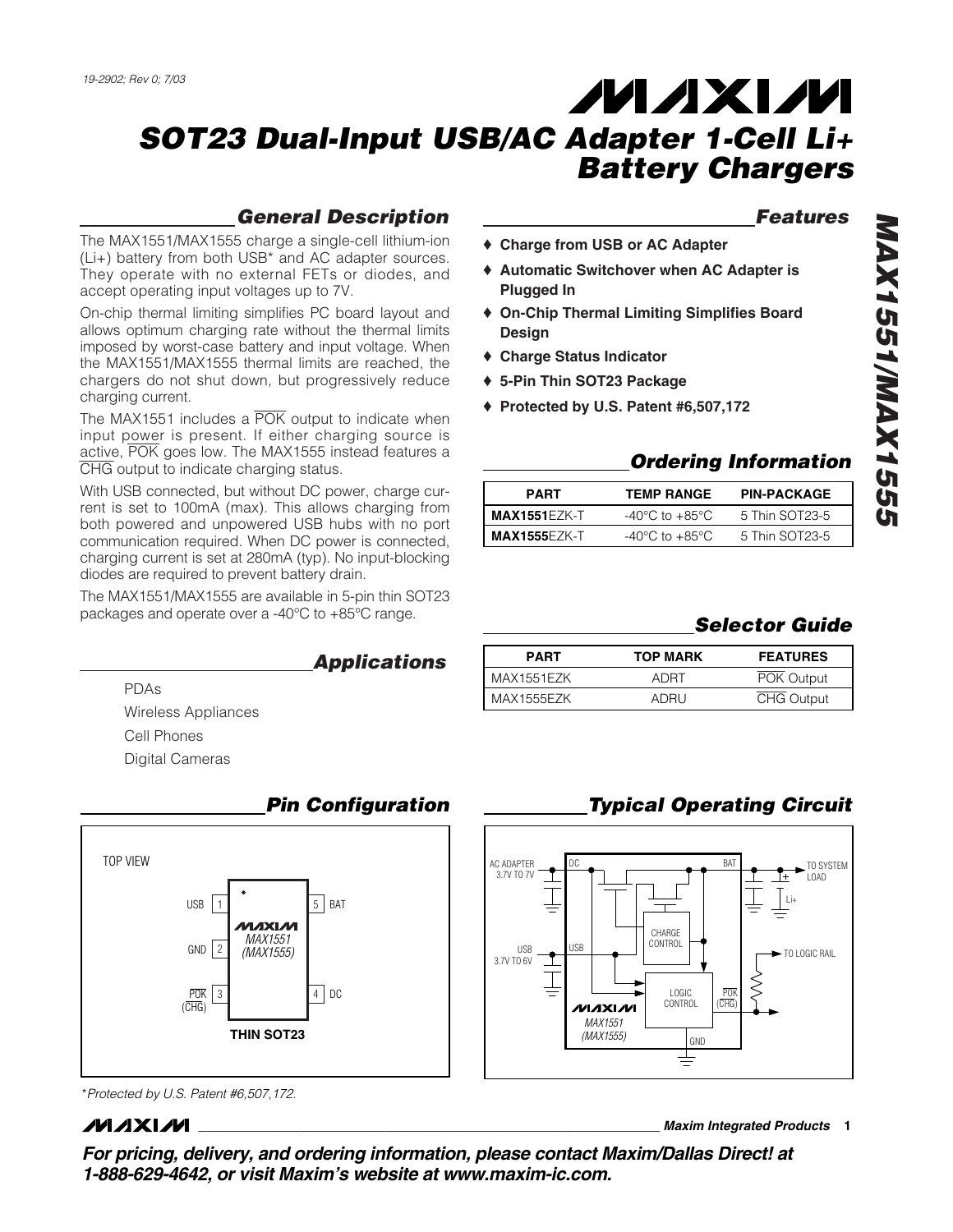19-2902; Rev 0; 7/03

# SOT23 Dual-Input USB/AC Adapter 1-Cell Li+ Battery Chargers

## MAX1551/MAX1555

## General Description

The MAX1551/MAX1555 charge a single-cell lithium-ion (Li+) battery from both USB* and AC adapter sources. They operate with no external FETs or diodes, and accept operating input voltages up to 7V.

On-chip thermal limiting simplifies PC board layout and allows optimum charging rate without the thermal limits imposed by worst-case battery and input voltage. When the MAX1551/MAX1555 thermal limits are reached, the chargers do not shut down, but progressively reduce charging current.

The MAX1551 includes a $\overline{POK}$ output to indicate when input power is present. If either charging source is active, $\overline{POK}$ goes low. The MAX1555 instead features a $\overline{CHG}$ output to indicate charging status.

With USB connected, but without DC power, charge current is set to 100mA (max). This allows charging from both powered and unpowered USB hubs with no port communication required. When DC power is connected, charging current is set at 280mA (typ). No input-blocking diodes are required to prevent battery drain.

The MAX1551/MAX1555 are available in 5-pin thin SOT23 packages and operate over a -40°C to +85°C range.

## Applications

PDAs

Wireless Appliances

Cell Phones

Digital Cameras

## Features

- ♦ **Charge from USB or AC Adapter**
- ♦ **Automatic Switchover when AC Adapter is Plugged In**
- ♦ **On-Chip Thermal Limiting Simplifies Board Design**
- ♦ **Charge Status Indicator**
- ♦ **5-Pin Thin SOT23 Package**
- ♦ **Protected by U.S. Patent #6,507,172**

## Ordering Information

| PART | TEMP RANGE | PIN-PACKAGE |
|---|---|---|
| **MAX1551**EZK-T | -40°C to +85°C | 5 Thin SOT23-5 |
| **MAX1555**EZK-T | -40°C to +85°C | 5 Thin SOT23-5 |

## Selector Guide

| PART | TOP MARK | FEATURES |
|---|---|---|
| MAX1551EZK | ADRT | $\overline{POK}$ Output |
| MAX1555EZK | ADRU | $\overline{CHG}$ Output |

## Pin Configuration

TOP VIEW

MAX1551 (MAX1555) — THIN SOT23

| Pin | Name | Pin | Name |
|---|---|---|---|
| 1 | USB | 5 | BAT |
| 2 | GND | 4 | DC |
| 3 | $\overline{POK}$ ($\overline{CHG}$) | | |

## Typical Operating Circuit

AC ADAPTER 3.7V TO 7V — DC; USB 3.7V TO 6V — USB; BAT — TO SYSTEM LOAD, Li+; CHARGE CONTROL; LOGIC CONTROL; $\overline{POK}$ ($\overline{CHG}$) — TO LOGIC RAIL; GND; MAX1551 (MAX1555)

*Protected by U.S. Patent #6,507,172.

Maxim Integrated Products

**For pricing, delivery, and ordering information, please contact Maxim/Dallas Direct! at 1-888-629-4642, or visit Maxim's website at www.maxim-ic.com.**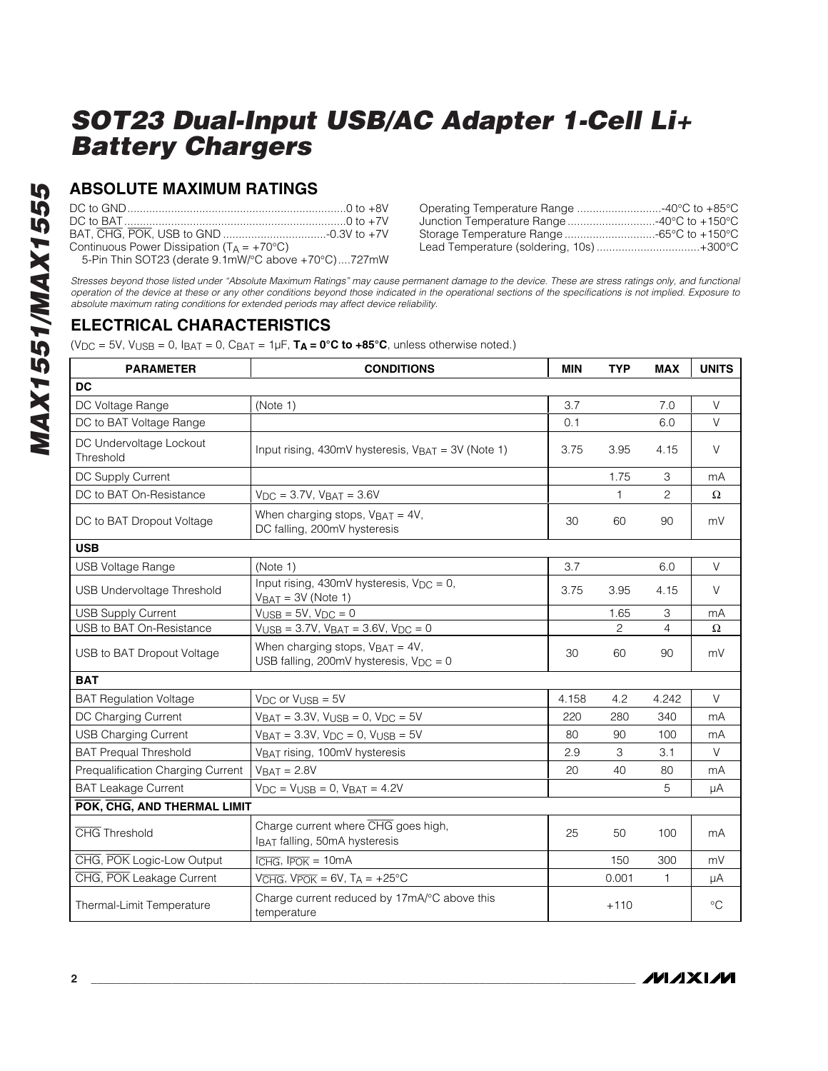# SOT23 Dual-Input USB/AC Adapter 1-Cell Li+ Battery Chargers

## ABSOLUTE MAXIMUM RATINGS

DC to GND ....................................................................0 to +8V
DC to BAT......................................................................0 to +7V
BAT, $\overline{CHG}$, $\overline{POK}$, USB to GND .................................-0.3V to +7V
Continuous Power Dissipation ($T_A$ = +70°C)
5-Pin Thin SOT23 (derate 9.1mW/°C above +70°C)....727mW

Operating Temperature Range ...........................-40°C to +85°C
Junction Temperature Range ............................-40°C to +150°C
Storage Temperature Range .............................-65°C to +150°C
Lead Temperature (soldering, 10s) .................................+300°C

*Stresses beyond those listed under "Absolute Maximum Ratings" may cause permanent damage to the device. These are stress ratings only, and functional operation of the device at these or any other conditions beyond those indicated in the operational sections of the specifications is not implied. Exposure to absolute maximum rating conditions for extended periods may affect device reliability.*

## ELECTRICAL CHARACTERISTICS

($V_{DC}$ = 5V, $V_{USB}$ = 0, $I_{BAT}$ = 0, $C_{BAT}$ = 1µF, **$T_A$ = 0°C to +85°C**, unless otherwise noted.)

| PARAMETER | CONDITIONS | MIN | TYP | MAX | UNITS |
|---|---|---|---|---|---|
| **DC** | | | | | |
| DC Voltage Range | (Note 1) | 3.7 | | 7.0 | V |
| DC to BAT Voltage Range | | 0.1 | | 6.0 | V |
| DC Undervoltage Lockout Threshold | Input rising, 430mV hysteresis, $V_{BAT}$ = 3V (Note 1) | 3.75 | 3.95 | 4.15 | V |
| DC Supply Current | | | 1.75 | 3 | mA |
| DC to BAT On-Resistance | $V_{DC}$ = 3.7V, $V_{BAT}$ = 3.6V | | 1 | 2 | Ω |
| DC to BAT Dropout Voltage | When charging stops, $V_{BAT}$ = 4V, DC falling, 200mV hysteresis | 30 | 60 | 90 | mV |
| **USB** | | | | | |
| USB Voltage Range | (Note 1) | 3.7 | | 6.0 | V |
| USB Undervoltage Threshold | Input rising, 430mV hysteresis, $V_{DC}$ = 0, $V_{BAT}$ = 3V (Note 1) | 3.75 | 3.95 | 4.15 | V |
| USB Supply Current | $V_{USB}$ = 5V, $V_{DC}$ = 0 | | 1.65 | 3 | mA |
| USB to BAT On-Resistance | $V_{USB}$ = 3.7V, $V_{BAT}$ = 3.6V, $V_{DC}$ = 0 | | 2 | 4 | Ω |
| USB to BAT Dropout Voltage | When charging stops, $V_{BAT}$ = 4V, USB falling, 200mV hysteresis, $V_{DC}$ = 0 | 30 | 60 | 90 | mV |
| **BAT** | | | | | |
| BAT Regulation Voltage | $V_{DC}$ or $V_{USB}$ = 5V | 4.158 | 4.2 | 4.242 | V |
| DC Charging Current | $V_{BAT}$ = 3.3V, $V_{USB}$ = 0, $V_{DC}$ = 5V | 220 | 280 | 340 | mA |
| USB Charging Current | $V_{BAT}$ = 3.3V, $V_{DC}$ = 0, $V_{USB}$ = 5V | 80 | 90 | 100 | mA |
| BAT Prequal Threshold | $V_{BAT}$ rising, 100mV hysteresis | 2.9 | 3 | 3.1 | V |
| Prequalification Charging Current | $V_{BAT}$ = 2.8V | 20 | 40 | 80 | mA |
| BAT Leakage Current | $V_{DC}$ = $V_{USB}$ = 0, $V_{BAT}$ = 4.2V | | | 5 | µA |
| **POK, CHG, AND THERMAL LIMIT** | | | | | |
| $\overline{CHG}$ Threshold | Charge current where $\overline{CHG}$ goes high, $I_{BAT}$ falling, 50mA hysteresis | 25 | 50 | 100 | mA |
| $\overline{CHG}$, $\overline{POK}$ Logic-Low Output | $I_{\overline{CHG}}$, $I_{\overline{POK}}$ = 10mA | | 150 | 300 | mV |
| $\overline{CHG}$, $\overline{POK}$ Leakage Current | $V_{\overline{CHG}}$, $V_{\overline{POK}}$ = 6V, $T_A$ = +25°C | | 0.001 | 1 | µA |
| Thermal-Limit Temperature | Charge current reduced by 17mA/°C above this temperature | | +110 | | °C |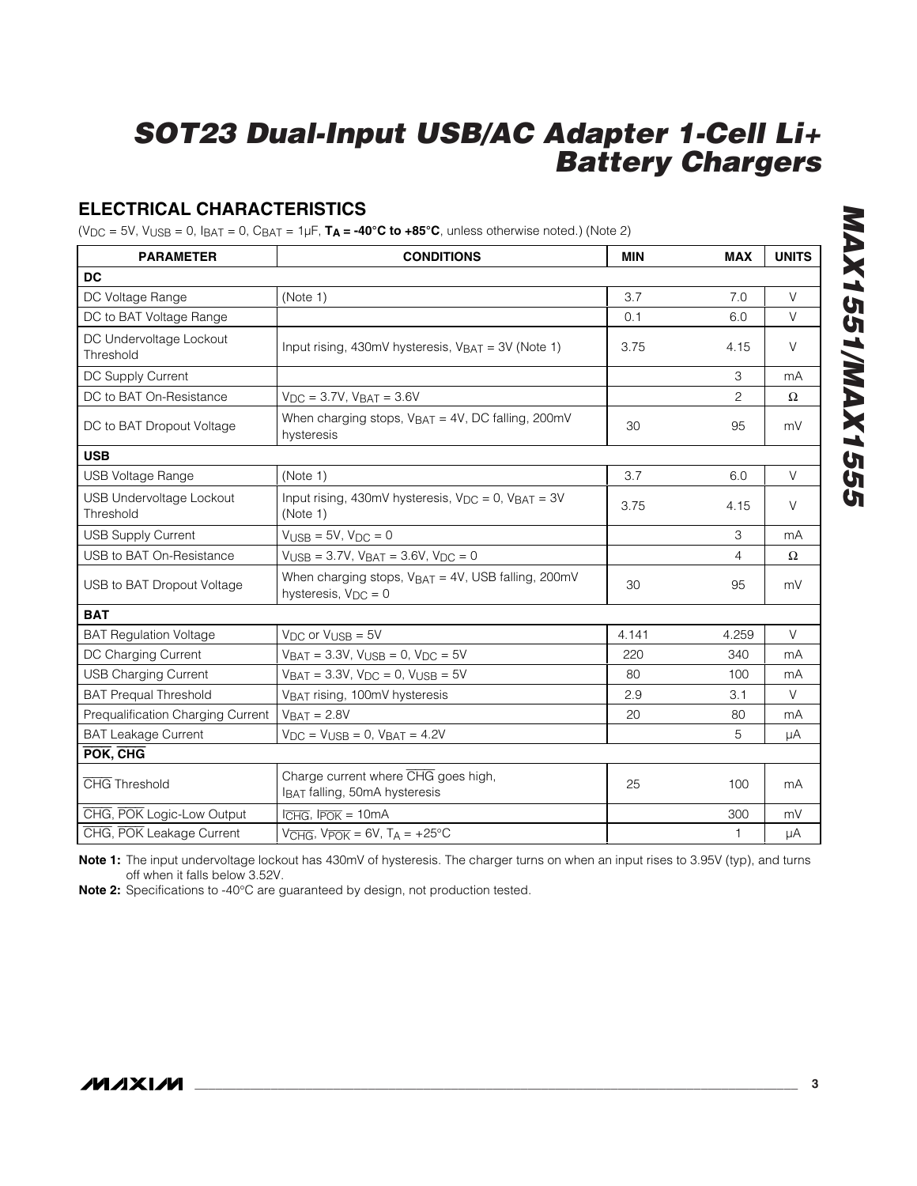# SOT23 Dual-Input USB/AC Adapter 1-Cell Li+ Battery Chargers

## ELECTRICAL CHARACTERISTICS

($V_{DC}$ = 5V, $V_{USB}$ = 0, $I_{BAT}$ = 0, $C_{BAT}$ = 1µF, **$T_A$ = -40°C to +85°C**, unless otherwise noted.) (Note 2)

| PARAMETER | CONDITIONS | MIN | MAX | UNITS |
|---|---|---|---|---|
| **DC** | | | | |
| DC Voltage Range | (Note 1) | 3.7 | 7.0 | V |
| DC to BAT Voltage Range | | 0.1 | 6.0 | V |
| DC Undervoltage Lockout Threshold | Input rising, 430mV hysteresis, $V_{BAT}$ = 3V (Note 1) | 3.75 | 4.15 | V |
| DC Supply Current | | | 3 | mA |
| DC to BAT On-Resistance | $V_{DC}$ = 3.7V, $V_{BAT}$ = 3.6V | | 2 | Ω |
| DC to BAT Dropout Voltage | When charging stops, $V_{BAT}$ = 4V, DC falling, 200mV hysteresis | 30 | 95 | mV |
| **USB** | | | | |
| USB Voltage Range | (Note 1) | 3.7 | 6.0 | V |
| USB Undervoltage Lockout Threshold | Input rising, 430mV hysteresis, $V_{DC}$ = 0, $V_{BAT}$ = 3V (Note 1) | 3.75 | 4.15 | V |
| USB Supply Current | $V_{USB}$ = 5V, $V_{DC}$ = 0 | | 3 | mA |
| USB to BAT On-Resistance | $V_{USB}$ = 3.7V, $V_{BAT}$ = 3.6V, $V_{DC}$ = 0 | | 4 | Ω |
| USB to BAT Dropout Voltage | When charging stops, $V_{BAT}$ = 4V, USB falling, 200mV hysteresis, $V_{DC}$ = 0 | 30 | 95 | mV |
| **BAT** | | | | |
| BAT Regulation Voltage | $V_{DC}$ or $V_{USB}$ = 5V | 4.141 | 4.259 | V |
| DC Charging Current | $V_{BAT}$ = 3.3V, $V_{USB}$ = 0, $V_{DC}$ = 5V | 220 | 340 | mA |
| USB Charging Current | $V_{BAT}$ = 3.3V, $V_{DC}$ = 0, $V_{USB}$ = 5V | 80 | 100 | mA |
| BAT Prequal Threshold | $V_{BAT}$ rising, 100mV hysteresis | 2.9 | 3.1 | V |
| Prequalification Charging Current | $V_{BAT}$ = 2.8V | 20 | 80 | mA |
| BAT Leakage Current | $V_{DC}$ = $V_{USB}$ = 0, $V_{BAT}$ = 4.2V | | 5 | µA |
| **$\overline{POK}$, $\overline{CHG}$** | | | | |
| $\overline{CHG}$ Threshold | Charge current where $\overline{CHG}$ goes high, $I_{BAT}$ falling, 50mA hysteresis | 25 | 100 | mA |
| $\overline{CHG}$, $\overline{POK}$ Logic-Low Output | $I_{\overline{CHG}}$, $I_{\overline{POK}}$ = 10mA | | 300 | mV |
| $\overline{CHG}$, $\overline{POK}$ Leakage Current | $V_{\overline{CHG}}$, $V_{\overline{POK}}$ = 6V, $T_A$ = +25°C | | 1 | µA |

**Note 1:** The input undervoltage lockout has 430mV of hysteresis. The charger turns on when an input rises to 3.95V (typ), and turns off when it falls below 3.52V.

**Note 2:** Specifications to -40°C are guaranteed by design, not production tested.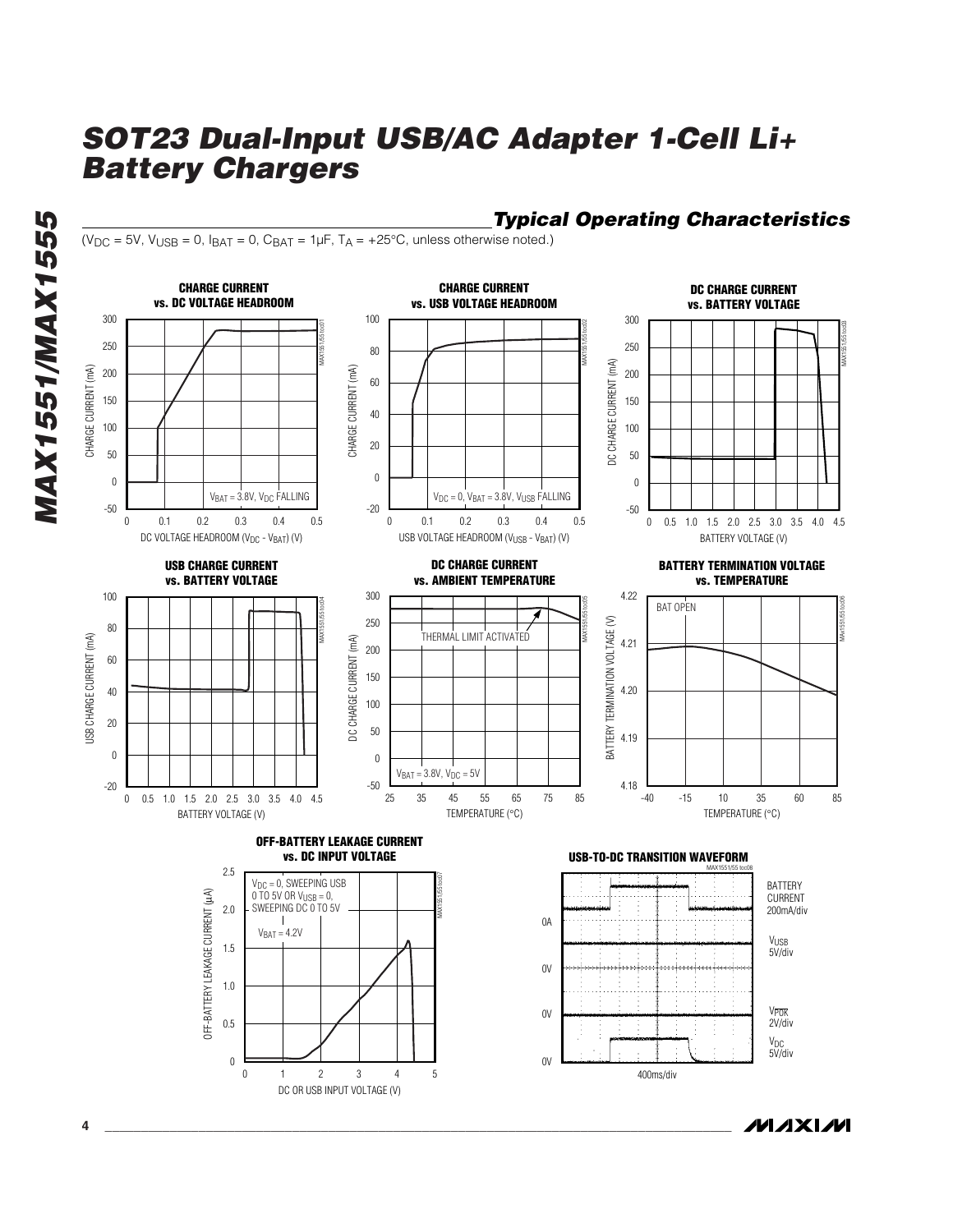## Typical Operating Characteristics

($V_{DC}$ = 5V, $V_{USB}$ = 0, $I_{BAT}$ = 0, $C_{BAT}$ = 1µF, $T_A$ = +25°C, unless otherwise noted.)

**CHARGE CURRENT vs. DC VOLTAGE HEADROOM**

**CHARGE CURRENT vs. USB VOLTAGE HEADROOM**

**DC CHARGE CURRENT vs. BATTERY VOLTAGE**

**USB CHARGE CURRENT vs. BATTERY VOLTAGE**

**DC CHARGE CURRENT vs. AMBIENT TEMPERATURE**

**BATTERY TERMINATION VOLTAGE vs. TEMPERATURE**

**OFF-BATTERY LEAKAGE CURRENT vs. DC INPUT VOLTAGE**

**USB-TO-DC TRANSITION WAVEFORM**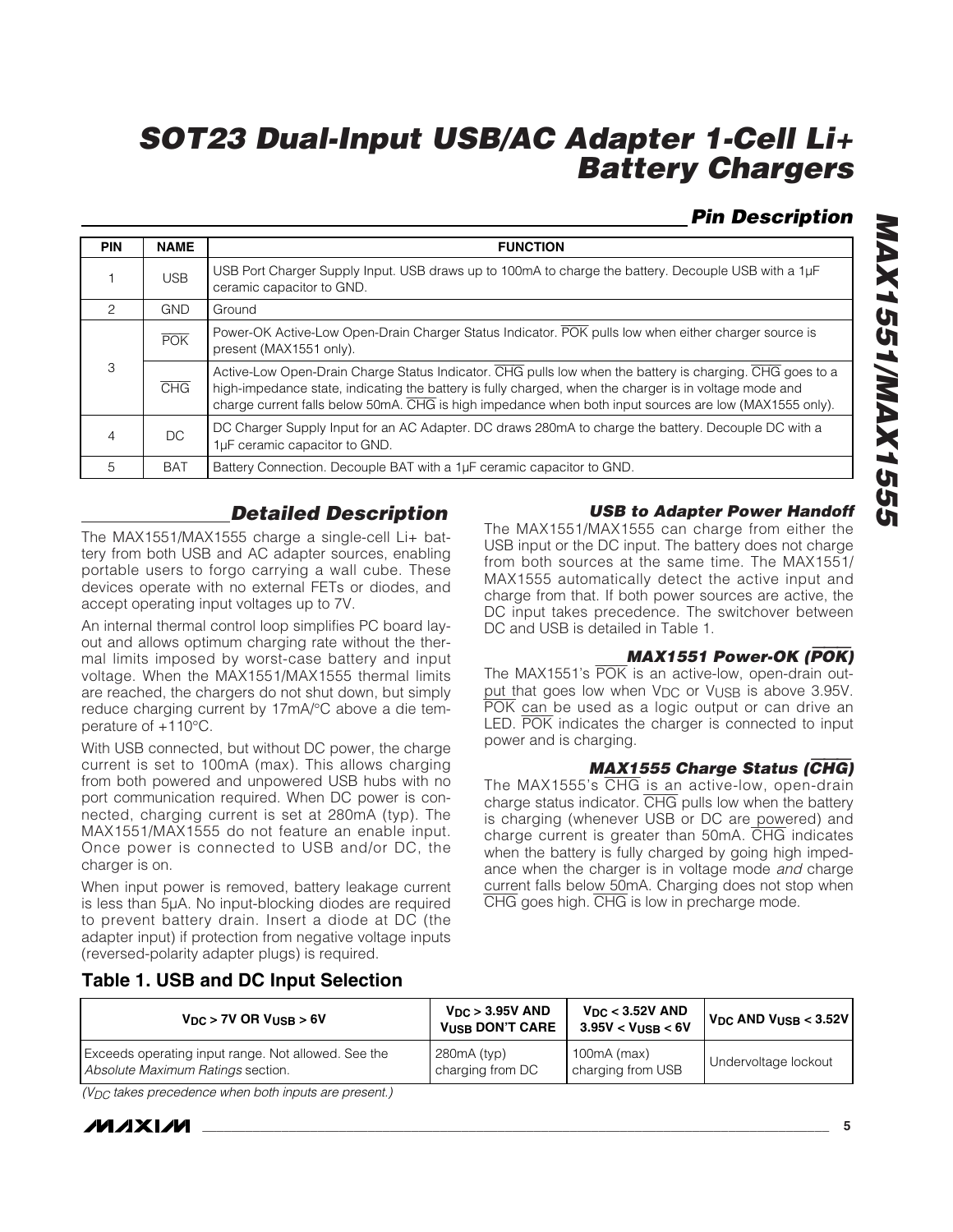## Pin Description

| PIN | NAME | FUNCTION |
|---|---|---|
| 1 | USB | USB Port Charger Supply Input. USB draws up to 100mA to charge the battery. Decouple USB with a 1µF ceramic capacitor to GND. |
| 2 | GND | Ground |
| 3 | $\overline{POK}$ | Power-OK Active-Low Open-Drain Charger Status Indicator. $\overline{POK}$ pulls low when either charger source is present (MAX1551 only). |
| | $\overline{CHG}$ | Active-Low Open-Drain Charge Status Indicator. $\overline{CHG}$ pulls low when the battery is charging. $\overline{CHG}$ goes to a high-impedance state, indicating the battery is fully charged, when the charger is in voltage mode and charge current falls below 50mA. $\overline{CHG}$ is high impedance when both input sources are low (MAX1555 only). |
| 4 | DC | DC Charger Supply Input for an AC Adapter. DC draws 280mA to charge the battery. Decouple DC with a 1µF ceramic capacitor to GND. |
| 5 | BAT | Battery Connection. Decouple BAT with a 1µF ceramic capacitor to GND. |

## Detailed Description

The MAX1551/MAX1555 charge a single-cell Li+ battery from both USB and AC adapter sources, enabling portable users to forgo carrying a wall cube. These devices operate with no external FETs or diodes, and accept operating input voltages up to 7V.

An internal thermal control loop simplifies PC board layout and allows optimum charging rate without the thermal limits imposed by worst-case battery and input voltage. When the MAX1551/MAX1555 thermal limits are reached, the chargers do not shut down, but simply reduce charging current by 17mA/°C above a die temperature of +110°C.

With USB connected, but without DC power, the charge current is set to 100mA (max). This allows charging from both powered and unpowered USB hubs with no port communication required. When DC power is connected, charging current is set at 280mA (typ). The MAX1551/MAX1555 do not feature an enable input. Once power is connected to USB and/or DC, the charger is on.

When input power is removed, battery leakage current is less than 5µA. No input-blocking diodes are required to prevent battery drain. Insert a diode at DC (the adapter input) if protection from negative voltage inputs (reversed-polarity adapter plugs) is required.

### USB to Adapter Power Handoff

The MAX1551/MAX1555 can charge from either the USB input or the DC input. The battery does not charge from both sources at the same time. The MAX1551/MAX1555 automatically detect the active input and charge from that. If both power sources are active, the DC input takes precedence. The switchover between DC and USB is detailed in Table 1.

### MAX1551 Power-OK ($\overline{POK}$)

The MAX1551's $\overline{POK}$ is an active-low, open-drain output that goes low when $V_{DC}$ or $V_{USB}$ is above 3.95V. $\overline{POK}$ can be used as a logic output or can drive an LED. $\overline{POK}$ indicates the charger is connected to input power and is charging.

### MAX1555 Charge Status ($\overline{CHG}$)

The MAX1555's $\overline{CHG}$ is an active-low, open-drain charge status indicator. $\overline{CHG}$ pulls low when the battery is charging (whenever USB or DC are powered) and charge current is greater than 50mA. $\overline{CHG}$ indicates when the battery is fully charged by going high impedance when the charger is in voltage mode *and* charge current falls below 50mA. Charging does not stop when $\overline{CHG}$ goes high. $\overline{CHG}$ is low in precharge mode.

### Table 1. USB and DC Input Selection

| $V_{DC}$ > 7V OR $V_{USB}$ > 6V | $V_{DC}$ > 3.95V AND $V_{USB}$ DON'T CARE | $V_{DC}$ < 3.52V AND 3.95V < $V_{USB}$ < 6V | $V_{DC}$ AND $V_{USB}$ < 3.52V |
|---|---|---|---|
| Exceeds operating input range. Not allowed. See the *Absolute Maximum Ratings* section. | 280mA (typ) charging from DC | 100mA (max) charging from USB | Undervoltage lockout |

*($V_{DC}$ takes precedence when both inputs are present.)*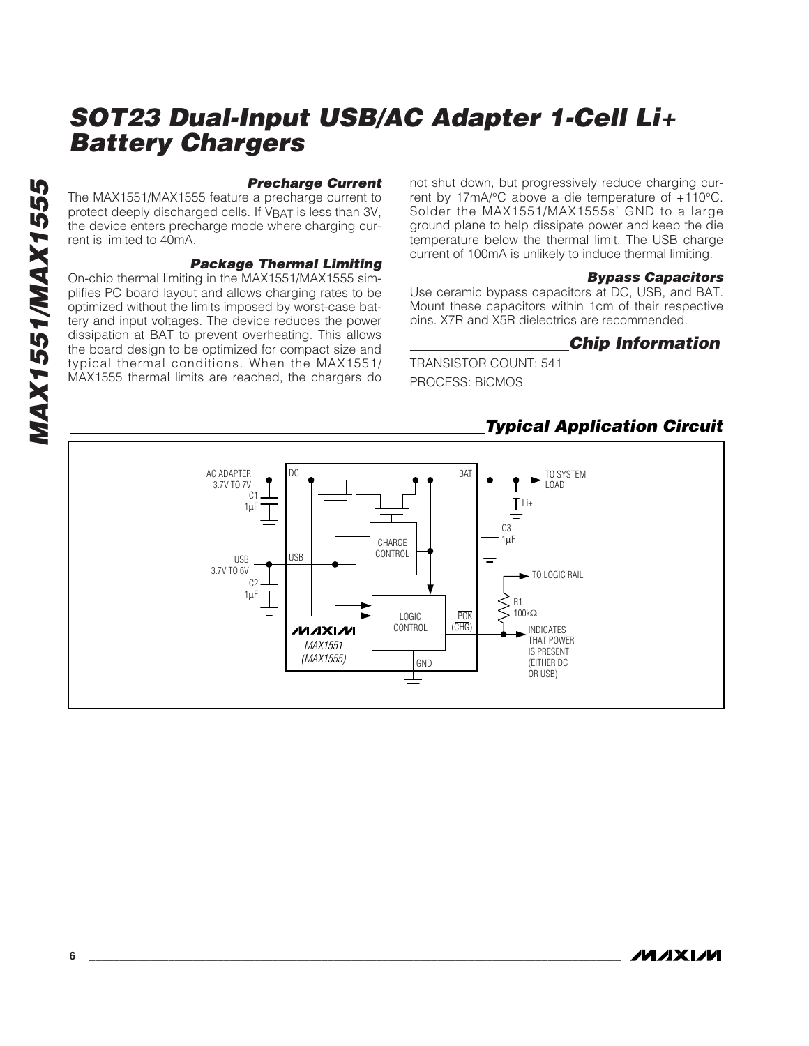## Precharge Current

The MAX1551/MAX1555 feature a precharge current to protect deeply discharged cells. If $V_{BAT}$ is less than 3V, the device enters precharge mode where charging current is limited to 40mA.

## Package Thermal Limiting

On-chip thermal limiting in the MAX1551/MAX1555 simplifies PC board layout and allows charging rates to be optimized without the limits imposed by worst-case battery and input voltages. The device reduces the power dissipation at BAT to prevent overheating. This allows the board design to be optimized for compact size and typical thermal conditions. When the MAX1551/MAX1555 thermal limits are reached, the chargers do not shut down, but progressively reduce charging current by 17mA/°C above a die temperature of +110°C. Solder the MAX1551/MAX1555s' GND to a large ground plane to help dissipate power and keep the die temperature below the thermal limit. The USB charge current of 100mA is unlikely to induce thermal limiting.

## Bypass Capacitors

Use ceramic bypass capacitors at DC, USB, and BAT. Mount these capacitors within 1cm of their respective pins. X7R and X5R dielectrics are recommended.

## Chip Information

TRANSISTOR COUNT: 541

PROCESS: BiCMOS

## Typical Application Circuit

AC ADAPTER 3.7V TO 7V — C1 1µF — DC; USB 3.7V TO 6V — C2 1µF — USB; BAT — TO SYSTEM LOAD, Li+, C3 1µF; CHARGE CONTROL; LOGIC CONTROL; $\overline{POK}$ ($\overline{CHG}$) — R1 100kΩ — TO LOGIC RAIL; INDICATES THAT POWER IS PRESENT (EITHER DC OR USB); MAX1551 (MAX1555); GND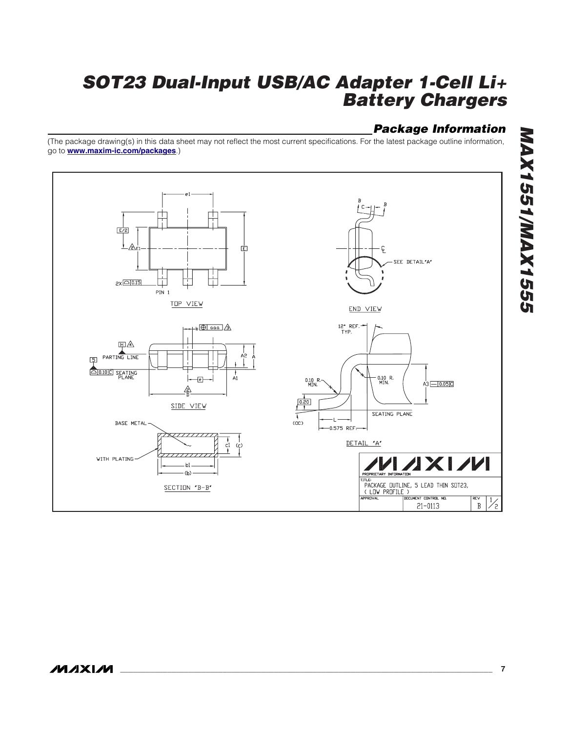## Package Information

(The package drawing(s) in this data sheet may not reflect the most current specifications. For the latest package outline information, go to **www.maxim-ic.com/packages**.)

TOP VIEW

END VIEW

SIDE VIEW

DETAIL "A"

SECTION "B-B"

PROPRIETARY INFORMATION

TITLE: PACKAGE OUTLINE, 5 LEAD THIN SOT23, ( LOW PROFILE )

APPROVAL | DOCUMENT CONTROL NO. 21-0113 | REV B | 1/2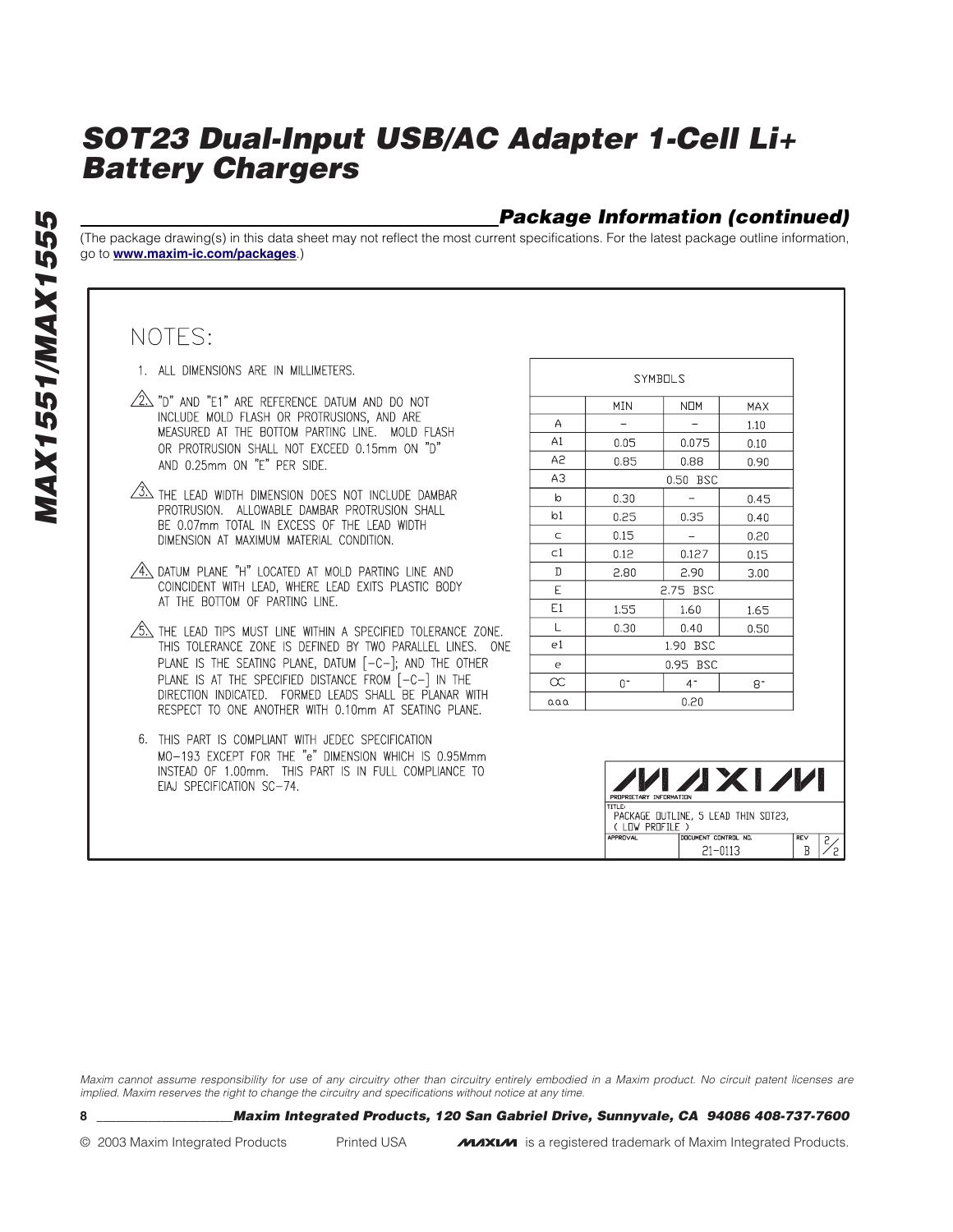## Package Information (continued)

(The package drawing(s) in this data sheet may not reflect the most current specifications. For the latest package outline information, go to **www.maxim-ic.com/packages**.)

NOTES:

1. ALL DIMENSIONS ARE IN MILLIMETERS.
2. "D" AND "E1" ARE REFERENCE DATUM AND DO NOT INCLUDE MOLD FLASH OR PROTRUSIONS, AND ARE MEASURED AT THE BOTTOM PARTING LINE. MOLD FLASH OR PROTRUSION SHALL NOT EXCEED 0.15mm ON "D" AND 0.25mm ON "E" PER SIDE.
3. THE LEAD WIDTH DIMENSION DOES NOT INCLUDE DAMBAR PROTRUSION. ALLOWABLE DAMBAR PROTRUSION SHALL BE 0.07mm TOTAL IN EXCESS OF THE LEAD WIDTH DIMENSION AT MAXIMUM MATERIAL CONDITION.
4. DATUM PLANE "H" LOCATED AT MOLD PARTING LINE AND COINCIDENT WITH LEAD, WHERE LEAD EXITS PLASTIC BODY AT THE BOTTOM OF PARTING LINE.
5. THE LEAD TIPS MUST LINE WITHIN A SPECIFIED TOLERANCE ZONE. THIS TOLERANCE ZONE IS DEFINED BY TWO PARALLEL LINES. ONE PLANE IS THE SEATING PLANE, DATUM [-C-]; AND THE OTHER PLANE IS AT THE SPECIFIED DISTANCE FROM [-C-] IN THE DIRECTION INDICATED. FORMED LEADS SHALL BE PLANAR WITH RESPECT TO ONE ANOTHER WITH 0.10mm AT SEATING PLANE.
6. THIS PART IS COMPLIANT WITH JEDEC SPECIFICATION MO-193 EXCEPT FOR THE "e" DIMENSION WHICH IS 0.95Mmm INSTEAD OF 1.00mm. THIS PART IS IN FULL COMPLIANCE TO EIAJ SPECIFICATION SC-74.

| SYMBOLS | MIN | NOM | MAX |
|---|---|---|---|
| A | - | - | 1.10 |
| A1 | 0.05 | 0.075 | 0.10 |
| A2 | 0.85 | 0.88 | 0.90 |
| A3 | 0.50 BSC | | |
| b | 0.30 | - | 0.45 |
| b1 | 0.25 | 0.35 | 0.40 |
| c | 0.15 | - | 0.20 |
| c1 | 0.12 | 0.127 | 0.15 |
| D | 2.80 | 2.90 | 3.00 |
| E | 2.75 BSC | | |
| E1 | 1.55 | 1.60 | 1.65 |
| L | 0.30 | 0.40 | 0.50 |
| e1 | 1.90 BSC | | |
| e | 0.95 BSC | | |
| α | 0° | 4° | 8° |
| aaa | 0.20 | | |

MAXIM
PROPRIETARY INFORMATION
TITLE: PACKAGE OUTLINE, 5 LEAD THIN SOT23, ( LOW PROFILE )
APPROVAL | DOCUMENT CONTROL NO. 21-0113 | REV B | 2/2

Maxim cannot assume responsibility for use of any circuitry other than circuitry entirely embodied in a Maxim product. No circuit patent licenses are implied. Maxim reserves the right to change the circuitry and specifications without notice at any time.

**Maxim Integrated Products, 120 San Gabriel Drive, Sunnyvale, CA 94086 408-737-7600**

© 2003 Maxim Integrated Products Printed USA MAXIM is a registered trademark of Maxim Integrated Products.